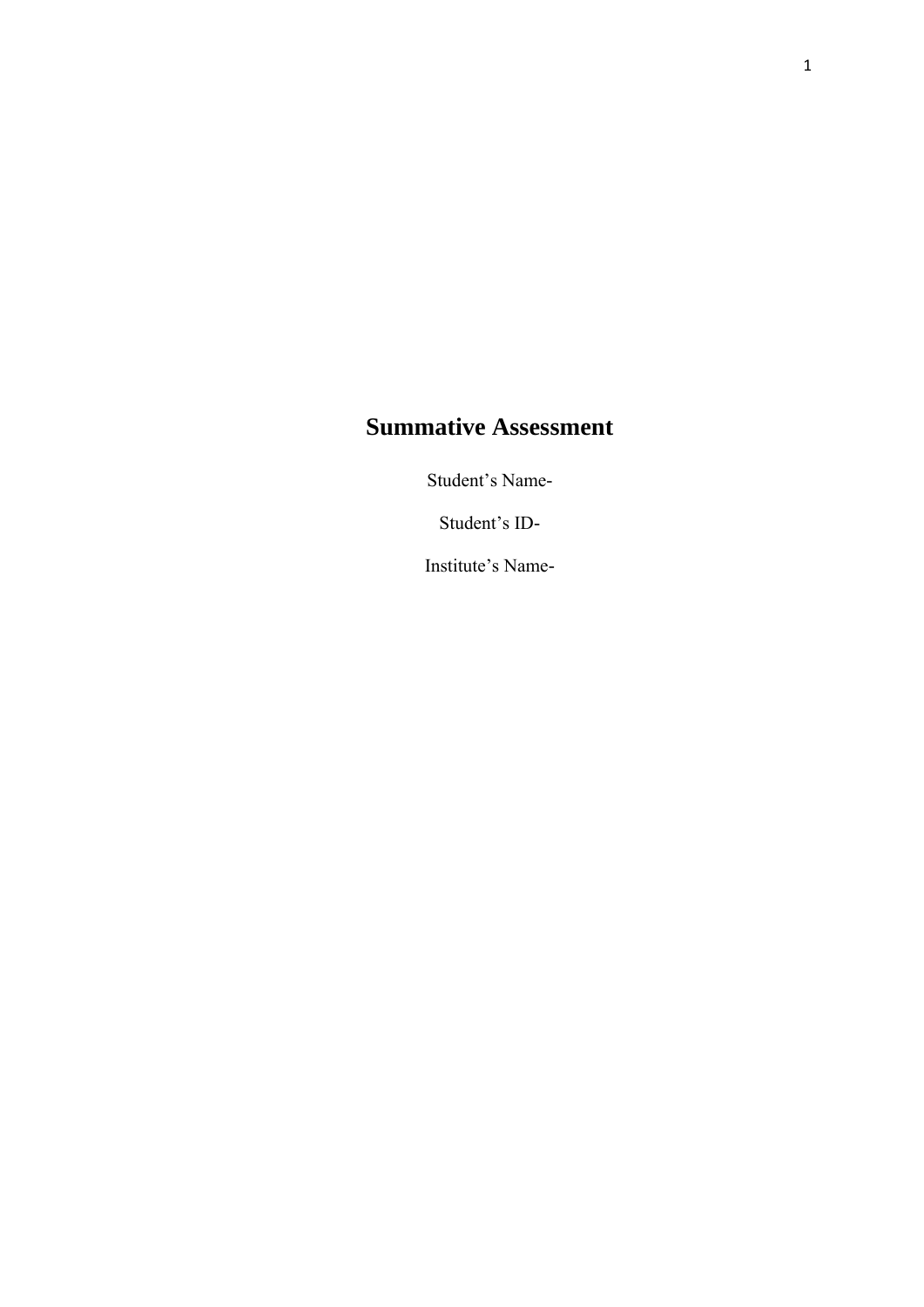# Summative Assessment

Student's Name-

Student's ID-

Institute's Name-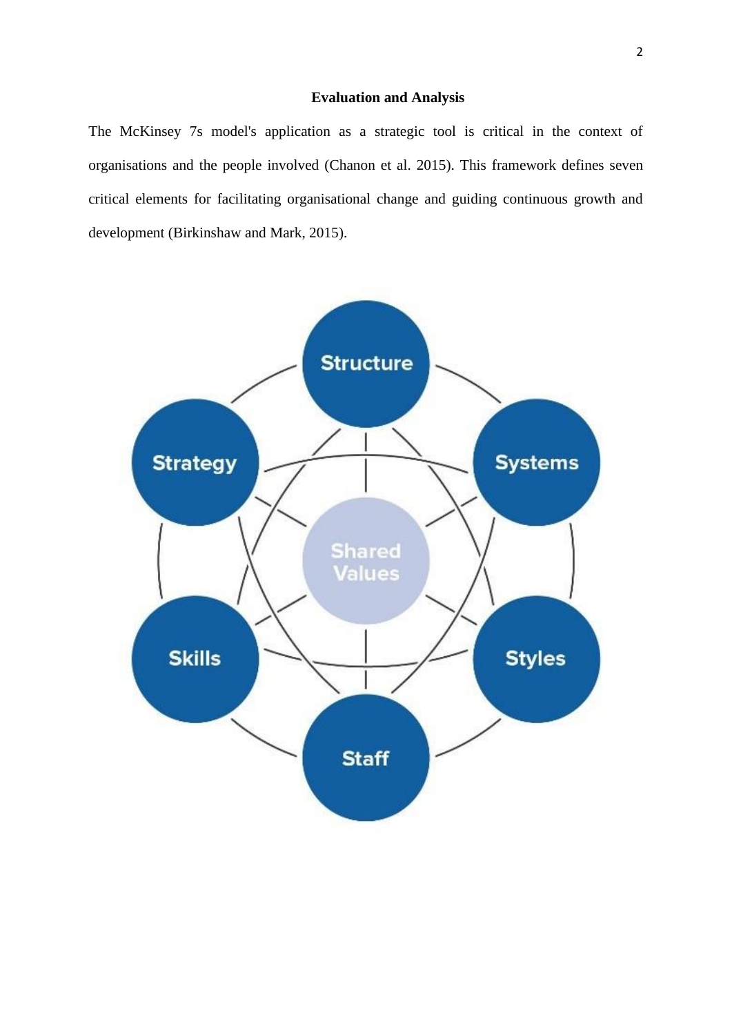### Evaluation and Analysis

The McKinsey 7s model's application as a strategic tool is critical in the context of organisations and the people involved (Chanon et al. 2015). This framework defines seven critical elements for facilitating organisational change and guiding continuous growth and development (Birkinshaw and Mark, 2015).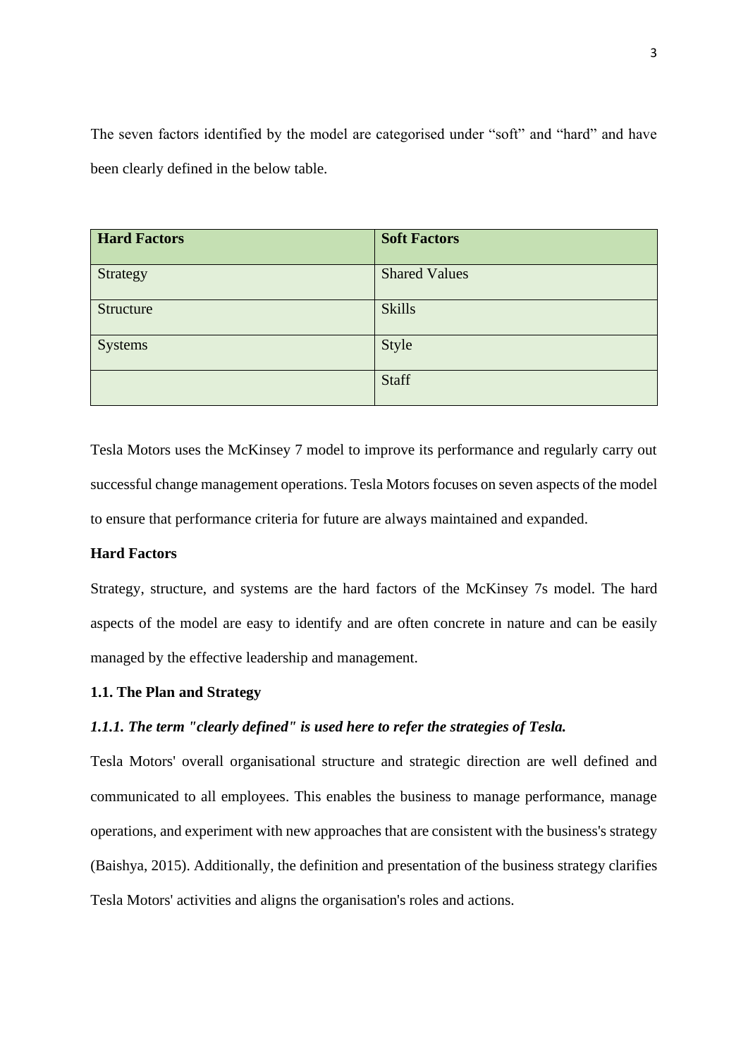The seven factors identified by the model are categorised under "soft" and "hard" and have been clearly defined in the below table.

| Hard Factors | Soft Factors |
|---|---|
| Strategy | Shared Values |
| Structure | Skills |
| Systems | Style |
| | Staff |

Tesla Motors uses the McKinsey 7 model to improve its performance and regularly carry out successful change management operations. Tesla Motors focuses on seven aspects of the model to ensure that performance criteria for future are always maintained and expanded.

**Hard Factors**

Strategy, structure, and systems are the hard factors of the McKinsey 7s model. The hard aspects of the model are easy to identify and are often concrete in nature and can be easily managed by the effective leadership and management.

**1.1. The Plan and Strategy**

***1.1.1. The term "clearly defined" is used here to refer the strategies of Tesla.***

Tesla Motors' overall organisational structure and strategic direction are well defined and communicated to all employees. This enables the business to manage performance, manage operations, and experiment with new approaches that are consistent with the business's strategy (Baishya, 2015). Additionally, the definition and presentation of the business strategy clarifies Tesla Motors' activities and aligns the organisation's roles and actions.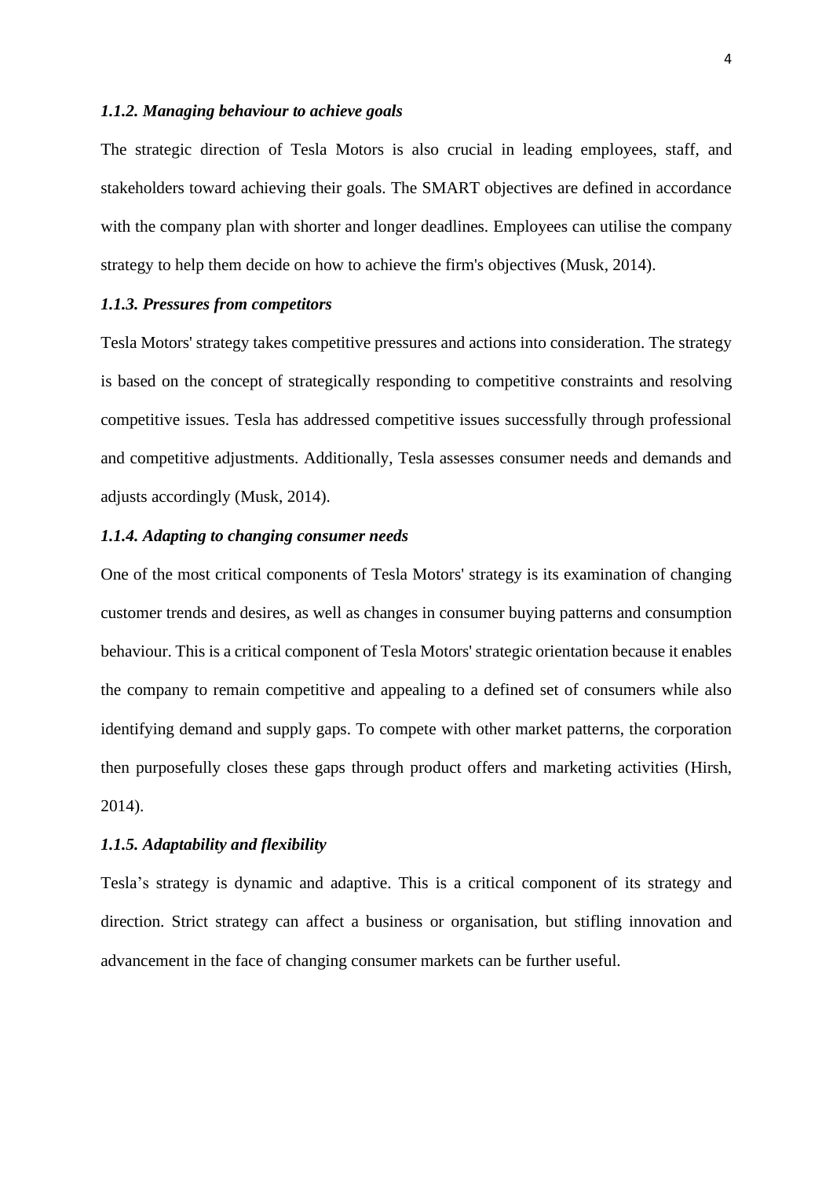#### *1.1.2. Managing behaviour to achieve goals*

The strategic direction of Tesla Motors is also crucial in leading employees, staff, and stakeholders toward achieving their goals. The SMART objectives are defined in accordance with the company plan with shorter and longer deadlines. Employees can utilise the company strategy to help them decide on how to achieve the firm's objectives (Musk, 2014).

#### *1.1.3. Pressures from competitors*

Tesla Motors' strategy takes competitive pressures and actions into consideration. The strategy is based on the concept of strategically responding to competitive constraints and resolving competitive issues. Tesla has addressed competitive issues successfully through professional and competitive adjustments. Additionally, Tesla assesses consumer needs and demands and adjusts accordingly (Musk, 2014).

#### *1.1.4. Adapting to changing consumer needs*

One of the most critical components of Tesla Motors' strategy is its examination of changing customer trends and desires, as well as changes in consumer buying patterns and consumption behaviour. This is a critical component of Tesla Motors' strategic orientation because it enables the company to remain competitive and appealing to a defined set of consumers while also identifying demand and supply gaps. To compete with other market patterns, the corporation then purposefully closes these gaps through product offers and marketing activities (Hirsh, 2014).

#### *1.1.5. Adaptability and flexibility*

Tesla's strategy is dynamic and adaptive. This is a critical component of its strategy and direction. Strict strategy can affect a business or organisation, but stifling innovation and advancement in the face of changing consumer markets can be further useful.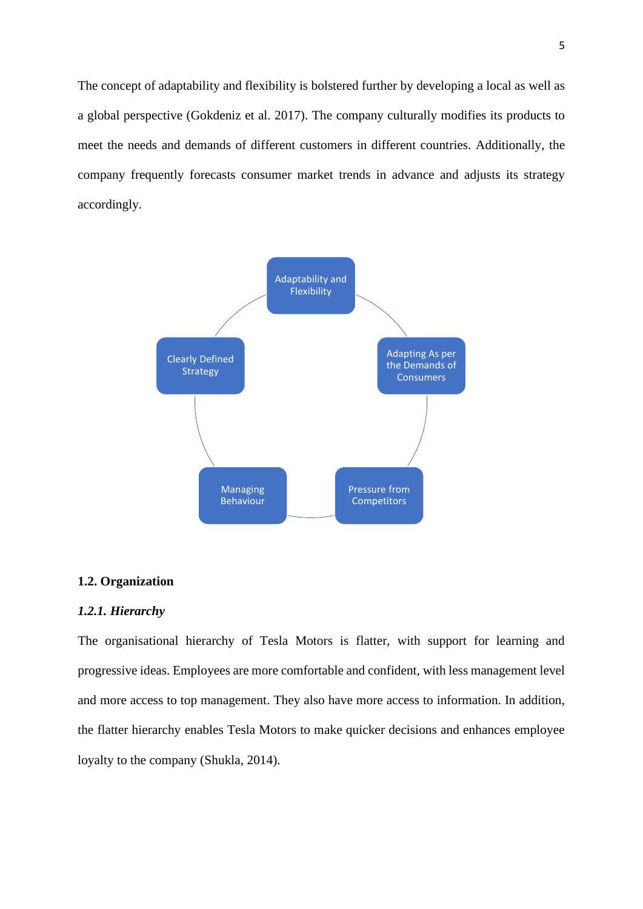The concept of adaptability and flexibility is bolstered further by developing a local as well as a global perspective (Gokdeniz et al. 2017). The company culturally modifies its products to meet the needs and demands of different customers in different countries. Additionally, the company frequently forecasts consumer market trends in advance and adjusts its strategy accordingly.

- Adaptability and Flexibility
- Adapting As per the Demands of Consumers
- Pressure from Competitors
- Managing Behaviour
- Clearly Defined Strategy

## 1.2. Organization

### *1.2.1. Hierarchy*

The organisational hierarchy of Tesla Motors is flatter, with support for learning and progressive ideas. Employees are more comfortable and confident, with less management level and more access to top management. They also have more access to information. In addition, the flatter hierarchy enables Tesla Motors to make quicker decisions and enhances employee loyalty to the company (Shukla, 2014).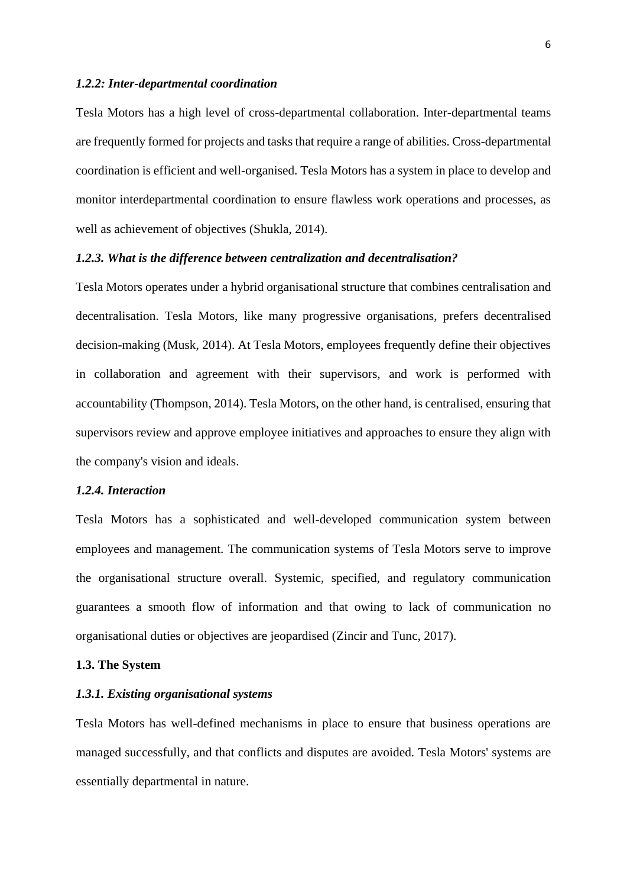#### *1.2.2: Inter-departmental coordination*

Tesla Motors has a high level of cross-departmental collaboration. Inter-departmental teams are frequently formed for projects and tasks that require a range of abilities. Cross-departmental coordination is efficient and well-organised. Tesla Motors has a system in place to develop and monitor interdepartmental coordination to ensure flawless work operations and processes, as well as achievement of objectives (Shukla, 2014).

#### *1.2.3. What is the difference between centralization and decentralisation?*

Tesla Motors operates under a hybrid organisational structure that combines centralisation and decentralisation. Tesla Motors, like many progressive organisations, prefers decentralised decision-making (Musk, 2014). At Tesla Motors, employees frequently define their objectives in collaboration and agreement with their supervisors, and work is performed with accountability (Thompson, 2014). Tesla Motors, on the other hand, is centralised, ensuring that supervisors review and approve employee initiatives and approaches to ensure they align with the company's vision and ideals.

#### *1.2.4. Interaction*

Tesla Motors has a sophisticated and well-developed communication system between employees and management. The communication systems of Tesla Motors serve to improve the organisational structure overall. Systemic, specified, and regulatory communication guarantees a smooth flow of information and that owing to lack of communication no organisational duties or objectives are jeopardised (Zincir and Tunc, 2017).

### 1.3. The System

#### *1.3.1. Existing organisational systems*

Tesla Motors has well-defined mechanisms in place to ensure that business operations are managed successfully, and that conflicts and disputes are avoided. Tesla Motors' systems are essentially departmental in nature.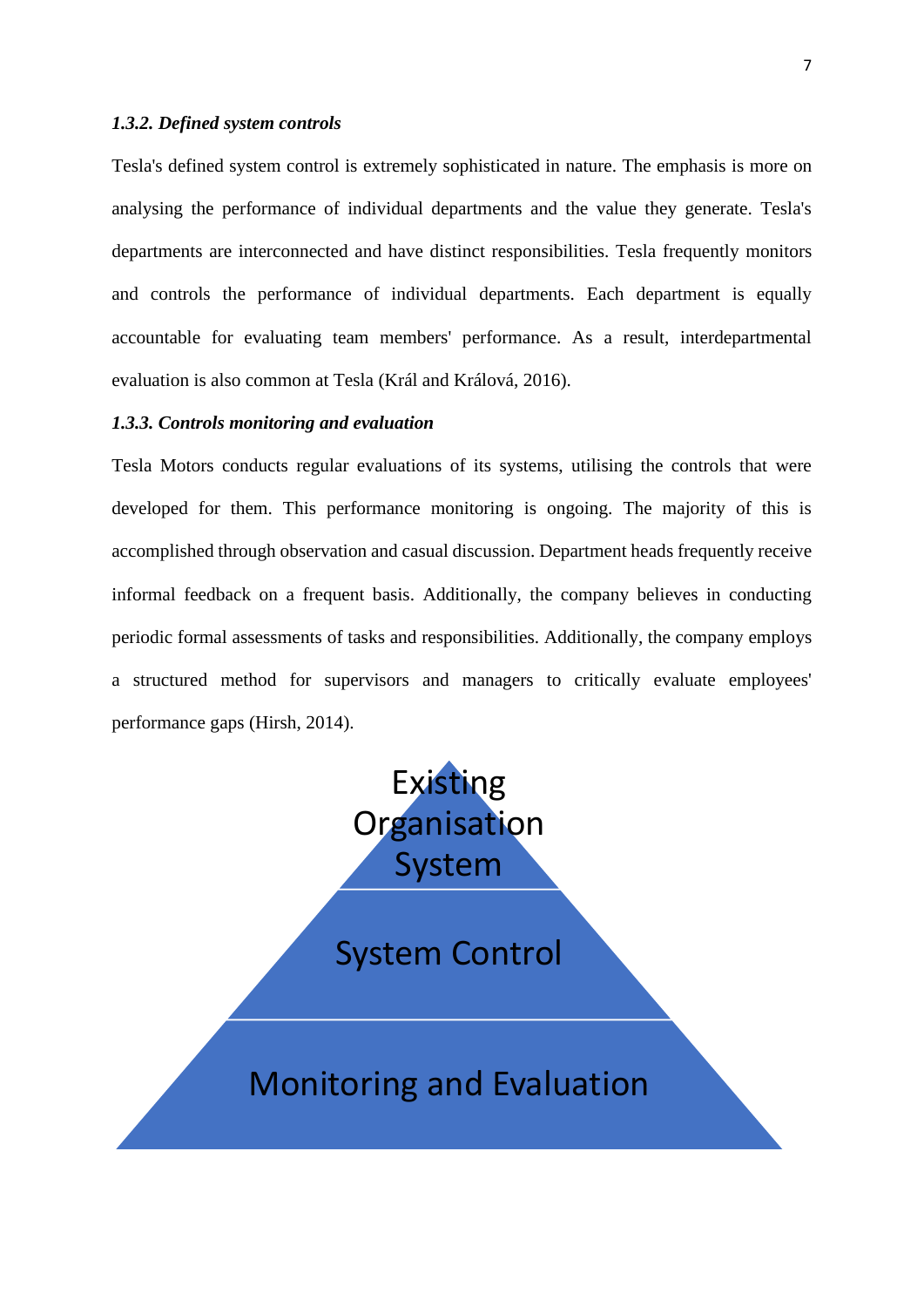#### *1.3.2. Defined system controls*

Tesla's defined system control is extremely sophisticated in nature. The emphasis is more on analysing the performance of individual departments and the value they generate. Tesla's departments are interconnected and have distinct responsibilities. Tesla frequently monitors and controls the performance of individual departments. Each department is equally accountable for evaluating team members' performance. As a result, interdepartmental evaluation is also common at Tesla (Král and Králová, 2016).

#### *1.3.3. Controls monitoring and evaluation*

Tesla Motors conducts regular evaluations of its systems, utilising the controls that were developed for them. This performance monitoring is ongoing. The majority of this is accomplished through observation and casual discussion. Department heads frequently receive informal feedback on a frequent basis. Additionally, the company believes in conducting periodic formal assessments of tasks and responsibilities. Additionally, the company employs a structured method for supervisors and managers to critically evaluate employees' performance gaps (Hirsh, 2014).

Existing Organisation System

System Control

Monitoring and Evaluation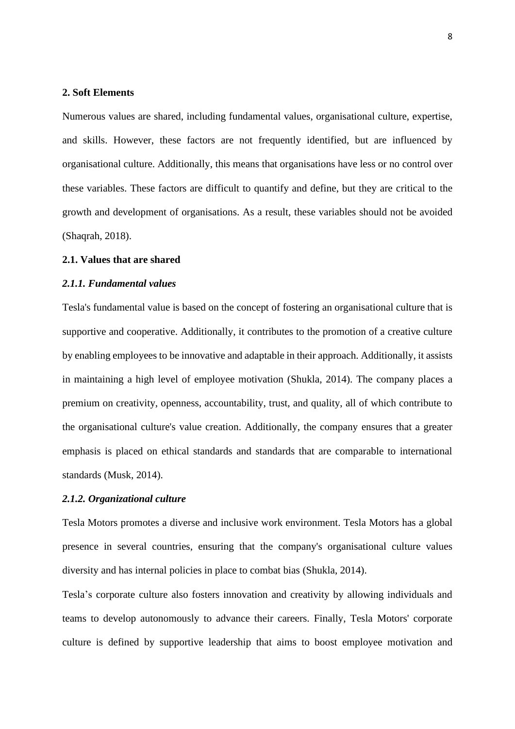**2. Soft Elements**

Numerous values are shared, including fundamental values, organisational culture, expertise, and skills. However, these factors are not frequently identified, but are influenced by organisational culture. Additionally, this means that organisations have less or no control over these variables. These factors are difficult to quantify and define, but they are critical to the growth and development of organisations. As a result, these variables should not be avoided (Shaqrah, 2018).

**2.1. Values that are shared**

***2.1.1. Fundamental values***

Tesla's fundamental value is based on the concept of fostering an organisational culture that is supportive and cooperative. Additionally, it contributes to the promotion of a creative culture by enabling employees to be innovative and adaptable in their approach. Additionally, it assists in maintaining a high level of employee motivation (Shukla, 2014). The company places a premium on creativity, openness, accountability, trust, and quality, all of which contribute to the organisational culture's value creation. Additionally, the company ensures that a greater emphasis is placed on ethical standards and standards that are comparable to international standards (Musk, 2014).

***2.1.2. Organizational culture***

Tesla Motors promotes a diverse and inclusive work environment. Tesla Motors has a global presence in several countries, ensuring that the company's organisational culture values diversity and has internal policies in place to combat bias (Shukla, 2014).

Tesla's corporate culture also fosters innovation and creativity by allowing individuals and teams to develop autonomously to advance their careers. Finally, Tesla Motors' corporate culture is defined by supportive leadership that aims to boost employee motivation and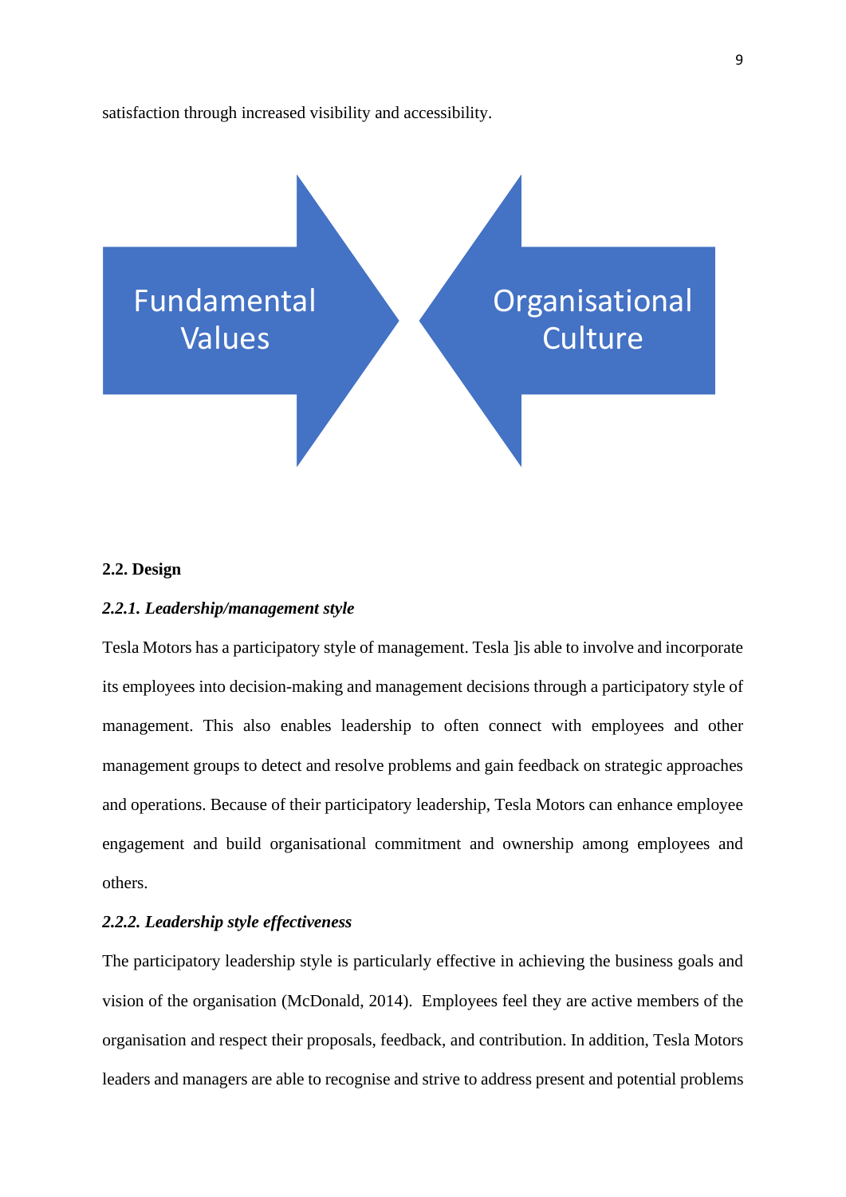satisfaction through increased visibility and accessibility.

Fundamental Values

Organisational Culture

**2.2. Design**

***2.2.1. Leadership/management style***

Tesla Motors has a participatory style of management. Tesla ]is able to involve and incorporate its employees into decision-making and management decisions through a participatory style of management. This also enables leadership to often connect with employees and other management groups to detect and resolve problems and gain feedback on strategic approaches and operations. Because of their participatory leadership, Tesla Motors can enhance employee engagement and build organisational commitment and ownership among employees and others.

***2.2.2. Leadership style effectiveness***

The participatory leadership style is particularly effective in achieving the business goals and vision of the organisation (McDonald, 2014). Employees feel they are active members of the organisation and respect their proposals, feedback, and contribution. In addition, Tesla Motors leaders and managers are able to recognise and strive to address present and potential problems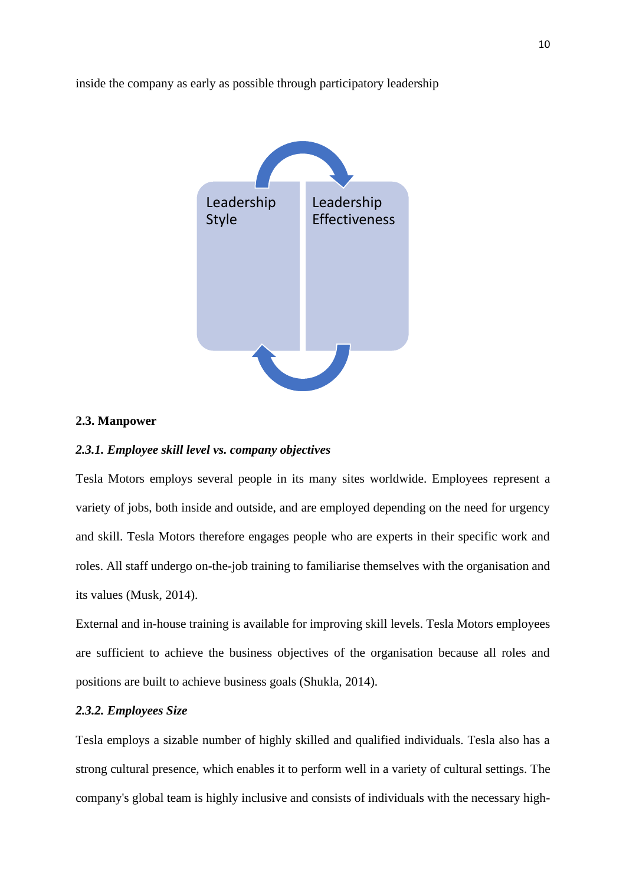inside the company as early as possible through participatory leadership

Leadership Style

Leadership Effectiveness

**2.3. Manpower**

***2.3.1. Employee skill level vs. company objectives***

Tesla Motors employs several people in its many sites worldwide. Employees represent a variety of jobs, both inside and outside, and are employed depending on the need for urgency and skill. Tesla Motors therefore engages people who are experts in their specific work and roles. All staff undergo on-the-job training to familiarise themselves with the organisation and its values (Musk, 2014).

External and in-house training is available for improving skill levels. Tesla Motors employees are sufficient to achieve the business objectives of the organisation because all roles and positions are built to achieve business goals (Shukla, 2014).

***2.3.2. Employees Size***

Tesla employs a sizable number of highly skilled and qualified individuals. Tesla also has a strong cultural presence, which enables it to perform well in a variety of cultural settings. The company's global team is highly inclusive and consists of individuals with the necessary high-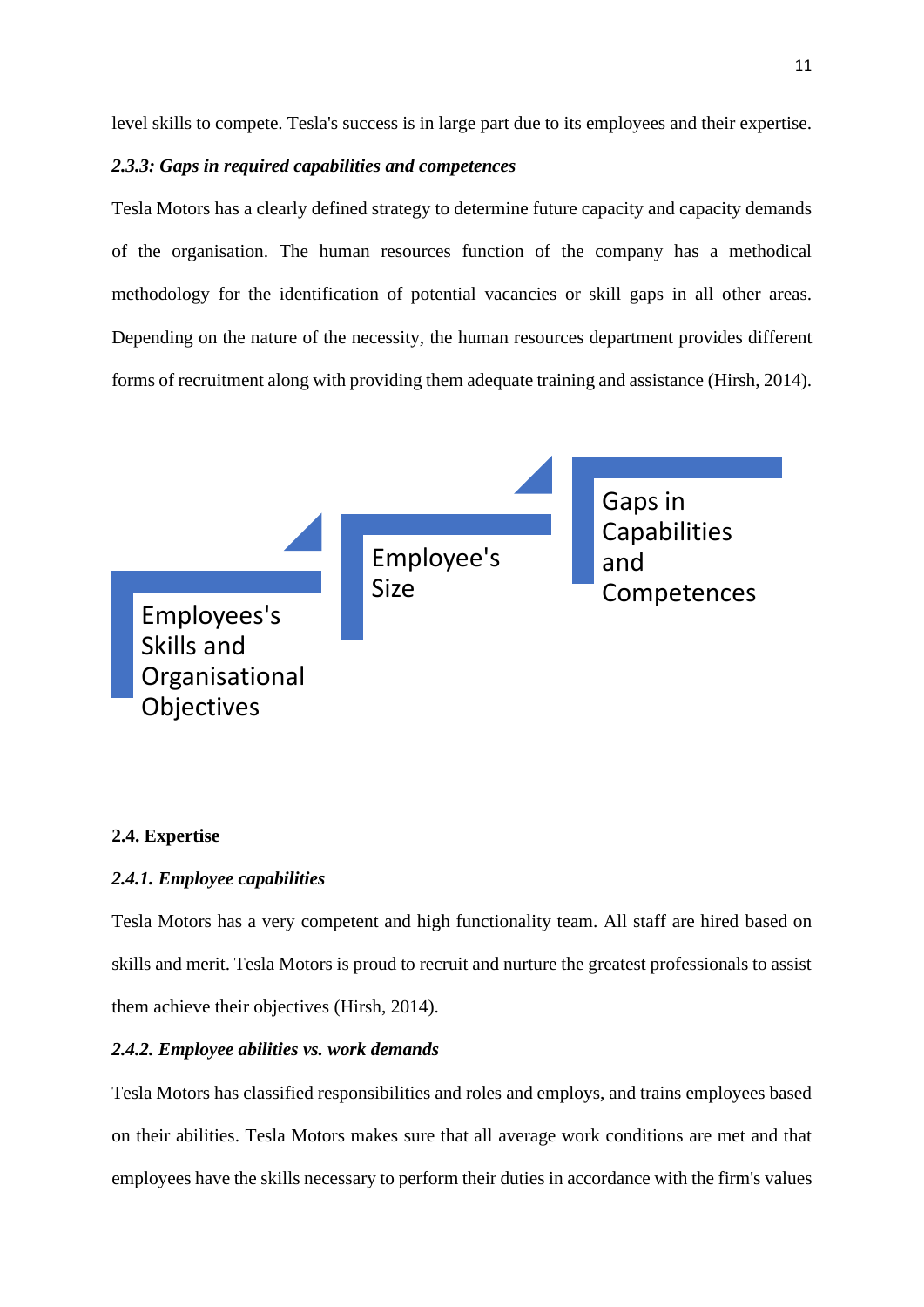level skills to compete. Tesla's success is in large part due to its employees and their expertise.

### *2.3.3: Gaps in required capabilities and competences*

Tesla Motors has a clearly defined strategy to determine future capacity and capacity demands of the organisation. The human resources function of the company has a methodical methodology for the identification of potential vacancies or skill gaps in all other areas. Depending on the nature of the necessity, the human resources department provides different forms of recruitment along with providing them adequate training and assistance (Hirsh, 2014).

Employees's Skills and Organisational Objectives

Employee's Size

Gaps in Capabilities and Competences

## 2.4. Expertise

### *2.4.1. Employee capabilities*

Tesla Motors has a very competent and high functionality team. All staff are hired based on skills and merit. Tesla Motors is proud to recruit and nurture the greatest professionals to assist them achieve their objectives (Hirsh, 2014).

### *2.4.2. Employee abilities vs. work demands*

Tesla Motors has classified responsibilities and roles and employs, and trains employees based on their abilities. Tesla Motors makes sure that all average work conditions are met and that employees have the skills necessary to perform their duties in accordance with the firm's values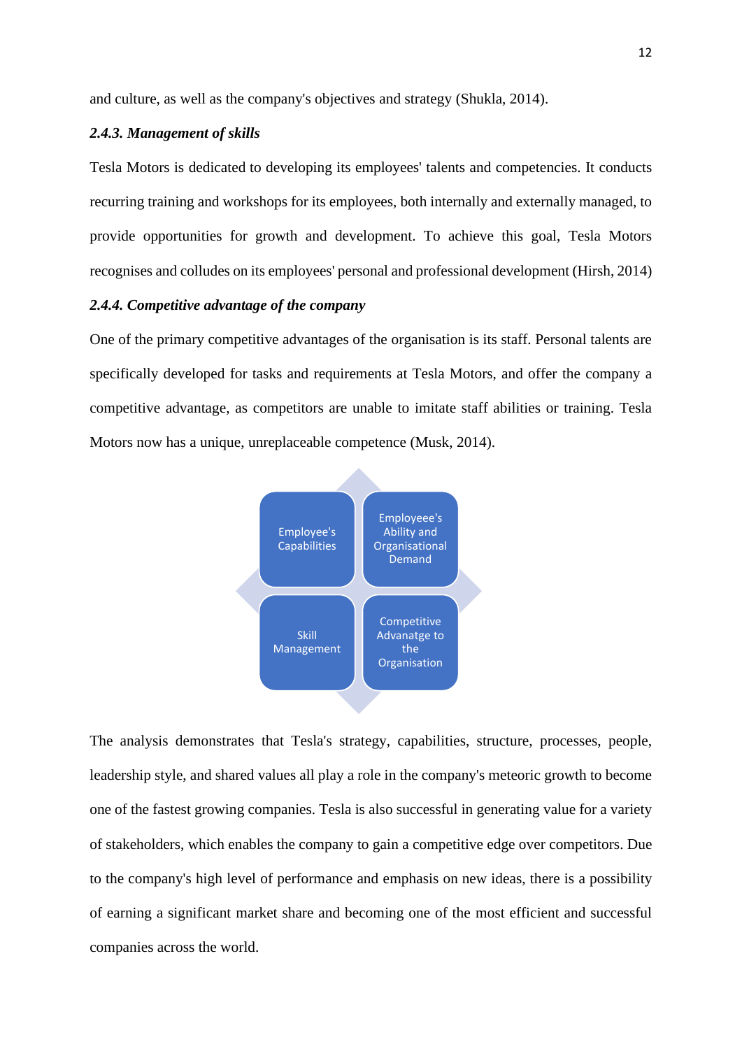and culture, as well as the company's objectives and strategy (Shukla, 2014).

### *2.4.3. Management of skills*

Tesla Motors is dedicated to developing its employees' talents and competencies. It conducts recurring training and workshops for its employees, both internally and externally managed, to provide opportunities for growth and development. To achieve this goal, Tesla Motors recognises and colludes on its employees' personal and professional development (Hirsh, 2014)

### *2.4.4. Competitive advantage of the company*

One of the primary competitive advantages of the organisation is its staff. Personal talents are specifically developed for tasks and requirements at Tesla Motors, and offer the company a competitive advantage, as competitors are unable to imitate staff abilities or training. Tesla Motors now has a unique, unreplaceable competence (Musk, 2014).

| Employee's Capabilities | Employeee's Ability and Organisational Demand |
|---|---|
| Skill Management | Competitive Advanatge to the Organisation |

The analysis demonstrates that Tesla's strategy, capabilities, structure, processes, people, leadership style, and shared values all play a role in the company's meteoric growth to become one of the fastest growing companies. Tesla is also successful in generating value for a variety of stakeholders, which enables the company to gain a competitive edge over competitors. Due to the company's high level of performance and emphasis on new ideas, there is a possibility of earning a significant market share and becoming one of the most efficient and successful companies across the world.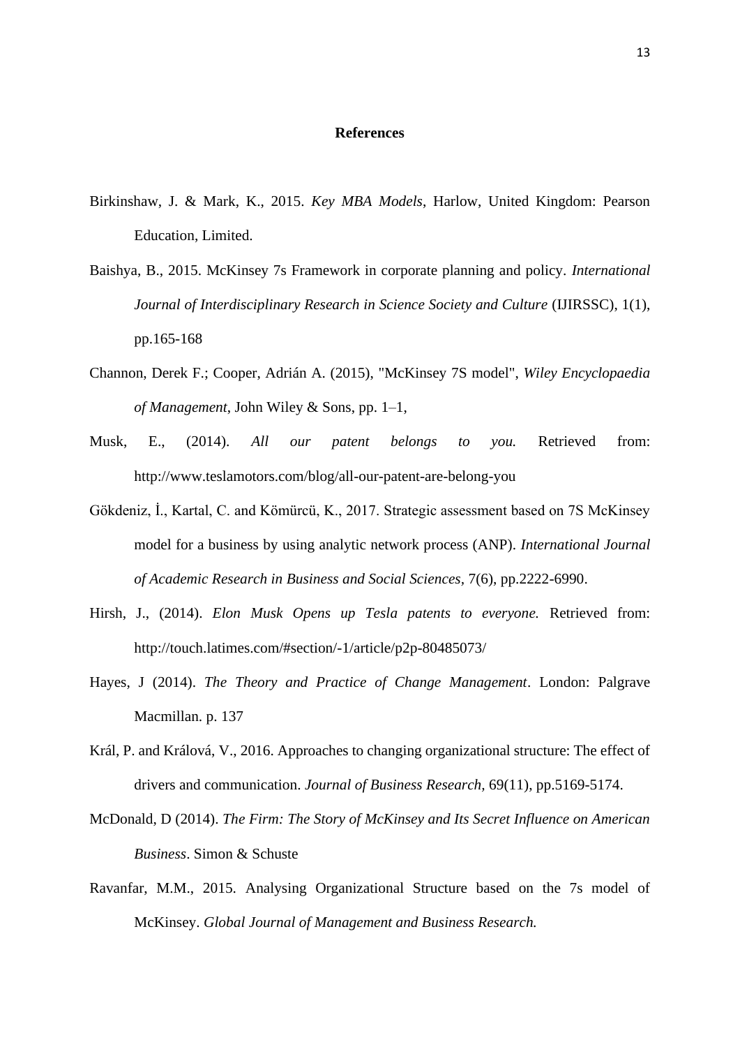# References

Birkinshaw, J. & Mark, K., 2015. *Key MBA Models*, Harlow, United Kingdom: Pearson Education, Limited.

Baishya, B., 2015. McKinsey 7s Framework in corporate planning and policy. *International Journal of Interdisciplinary Research in Science Society and Culture* (IJIRSSC), 1(1), pp.165-168

Channon, Derek F.; Cooper, Adrián A. (2015), "McKinsey 7S model", *Wiley Encyclopaedia of Management*, John Wiley & Sons, pp. 1–1,

Musk, E., (2014). *All our patent belongs to you.* Retrieved from: http://www.teslamotors.com/blog/all-our-patent-are-belong-you

Gökdeniz, İ., Kartal, C. and Kömürcü, K., 2017. Strategic assessment based on 7S McKinsey model for a business by using analytic network process (ANP). *International Journal of Academic Research in Business and Social Sciences*, 7(6), pp.2222-6990.

Hirsh, J., (2014). *Elon Musk Opens up Tesla patents to everyone.* Retrieved from: http://touch.latimes.com/#section/-1/article/p2p-80485073/

Hayes, J (2014). *The Theory and Practice of Change Management*. London: Palgrave Macmillan. p. 137

Král, P. and Králová, V., 2016. Approaches to changing organizational structure: The effect of drivers and communication. *Journal of Business Research*, 69(11), pp.5169-5174.

McDonald, D (2014). *The Firm: The Story of McKinsey and Its Secret Influence on American Business*. Simon & Schuste

Ravanfar, M.M., 2015. Analysing Organizational Structure based on the 7s model of McKinsey. *Global Journal of Management and Business Research.*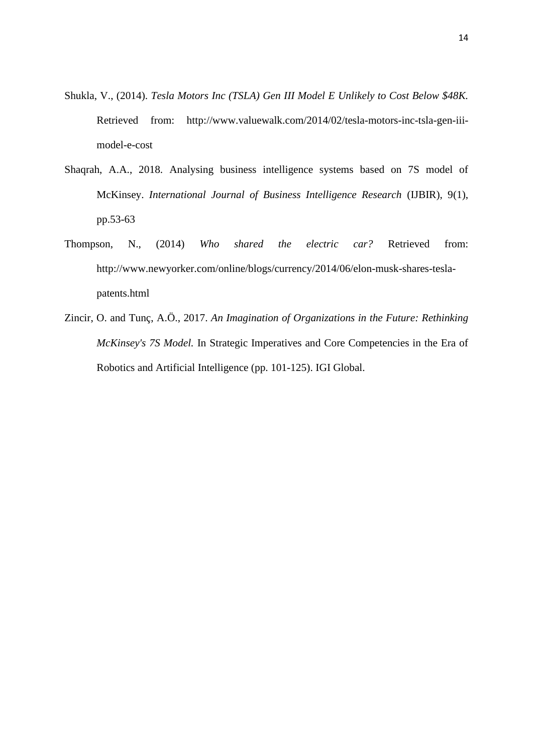Shukla, V., (2014). *Tesla Motors Inc (TSLA) Gen III Model E Unlikely to Cost Below $48K.* Retrieved from: http://www.valuewalk.com/2014/02/tesla-motors-inc-tsla-gen-iii-model-e-cost

Shaqrah, A.A., 2018. Analysing business intelligence systems based on 7S model of McKinsey. *International Journal of Business Intelligence Research* (IJBIR), 9(1), pp.53-63

Thompson, N., (2014) *Who shared the electric car?* Retrieved from: http://www.newyorker.com/online/blogs/currency/2014/06/elon-musk-shares-tesla-patents.html

Zincir, O. and Tunç, A.Ö., 2017. *An Imagination of Organizations in the Future: Rethinking McKinsey's 7S Model.* In Strategic Imperatives and Core Competencies in the Era of Robotics and Artificial Intelligence (pp. 101-125). IGI Global.